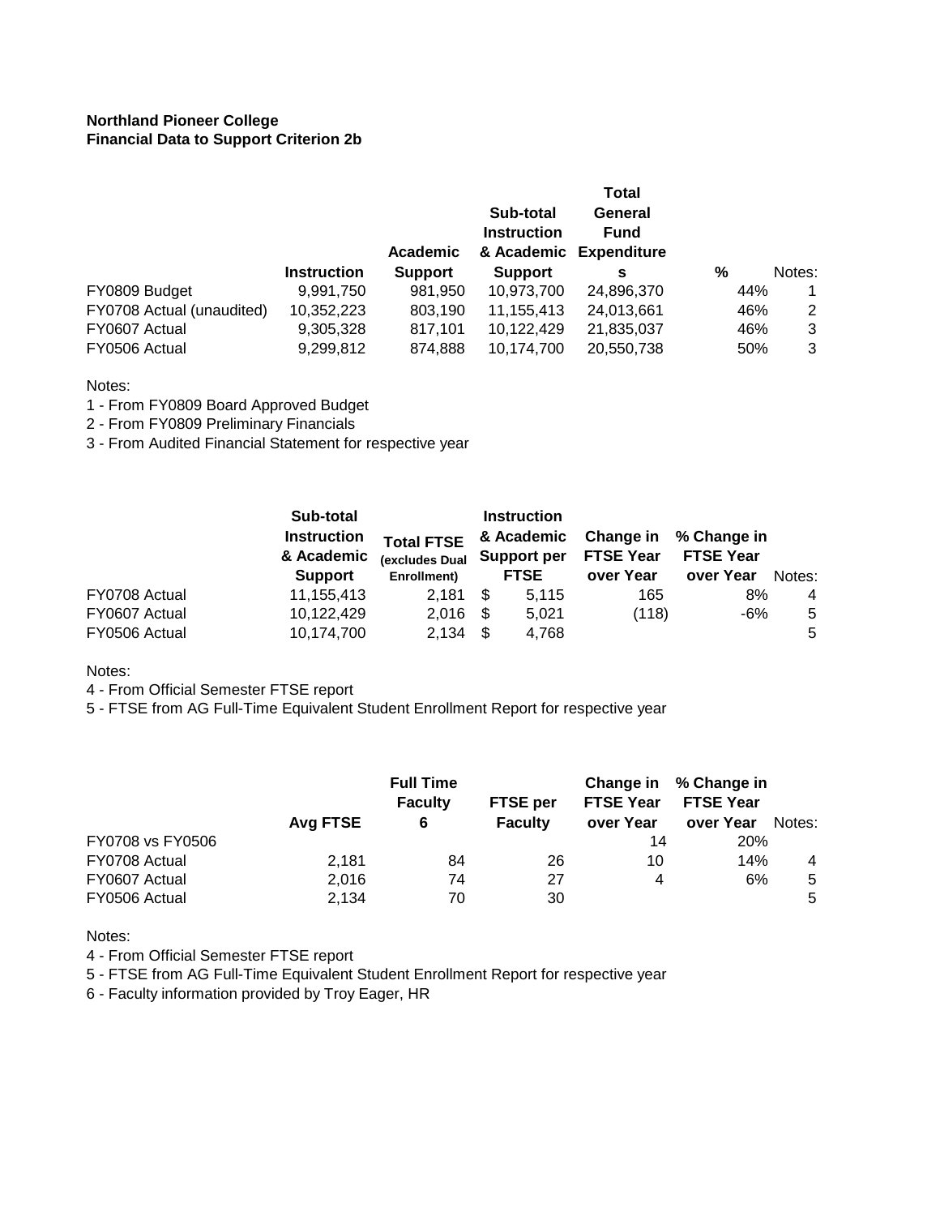**Northland Pioneer College**
**Financial Data to Support Criterion 2b**

| | Instruction | Academic Support | Sub-total Instruction & Academic Support | Total General Fund Expenditures | % | Notes: |
|---|---|---|---|---|---|---|
| FY0809 Budget | 9,991,750 | 981,950 | 10,973,700 | 24,896,370 | 44% | 1 |
| FY0708 Actual (unaudited) | 10,352,223 | 803,190 | 11,155,413 | 24,013,661 | 46% | 2 |
| FY0607 Actual | 9,305,328 | 817,101 | 10,122,429 | 21,835,037 | 46% | 3 |
| FY0506 Actual | 9,299,812 | 874,888 | 10,174,700 | 20,550,738 | 50% | 3 |

Notes:
1 - From FY0809 Board Approved Budget
2 - From FY0809 Preliminary Financials
3 - From Audited Financial Statement for respective year

| | Sub-total Instruction & Academic Support | Total FTSE (excludes Dual Enrollment) | Instruction & Academic Support per FTSE | Change in FTSE Year over Year | % Change in FTSE Year over Year | Notes: |
|---|---|---|---|---|---|---|
| FY0708 Actual | 11,155,413 | 2,181 | $ 5,115 | 165 | 8% | 4 |
| FY0607 Actual | 10,122,429 | 2,016 | $ 5,021 | (118) | -6% | 5 |
| FY0506 Actual | 10,174,700 | 2,134 | $ 4,768 | | | 5 |

Notes:
4 - From Official Semester FTSE report
5 - FTSE from AG Full-Time Equivalent Student Enrollment Report for respective year

| | Avg FTSE | Full Time Faculty 6 | FTSE per Faculty | Change in FTSE Year over Year | % Change in FTSE Year over Year | Notes: |
|---|---|---|---|---|---|---|
| FY0708 vs FY0506 | | | | 14 | 20% | |
| FY0708 Actual | 2,181 | 84 | 26 | 10 | 14% | 4 |
| FY0607 Actual | 2,016 | 74 | 27 | 4 | 6% | 5 |
| FY0506 Actual | 2,134 | 70 | 30 | | | 5 |

Notes:
4 - From Official Semester FTSE report
5 - FTSE from AG Full-Time Equivalent Student Enrollment Report for respective year
6 - Faculty information provided by Troy Eager, HR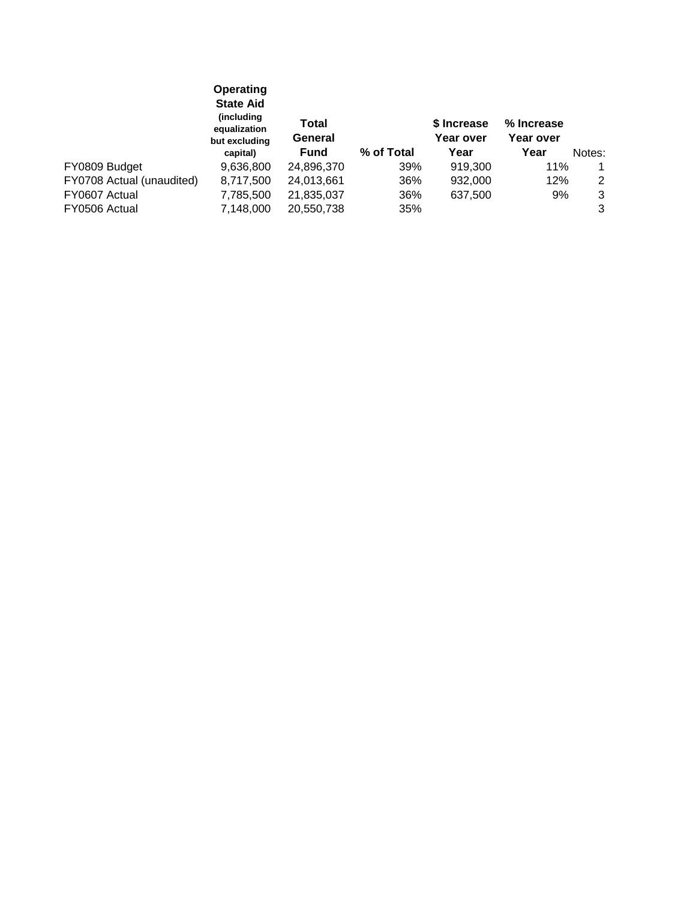| | Operating State Aid (including equalization but excluding capital) | Total General Fund | % of Total | $ Increase Year over Year | % Increase Year over Year | Notes: |
|---|---|---|---|---|---|---|
| FY0809 Budget | 9,636,800 | 24,896,370 | 39% | 919,300 | 11% | 1 |
| FY0708 Actual (unaudited) | 8,717,500 | 24,013,661 | 36% | 932,000 | 12% | 2 |
| FY0607 Actual | 7,785,500 | 21,835,037 | 36% | 637,500 | 9% | 3 |
| FY0506 Actual | 7,148,000 | 20,550,738 | 35% | | | 3 |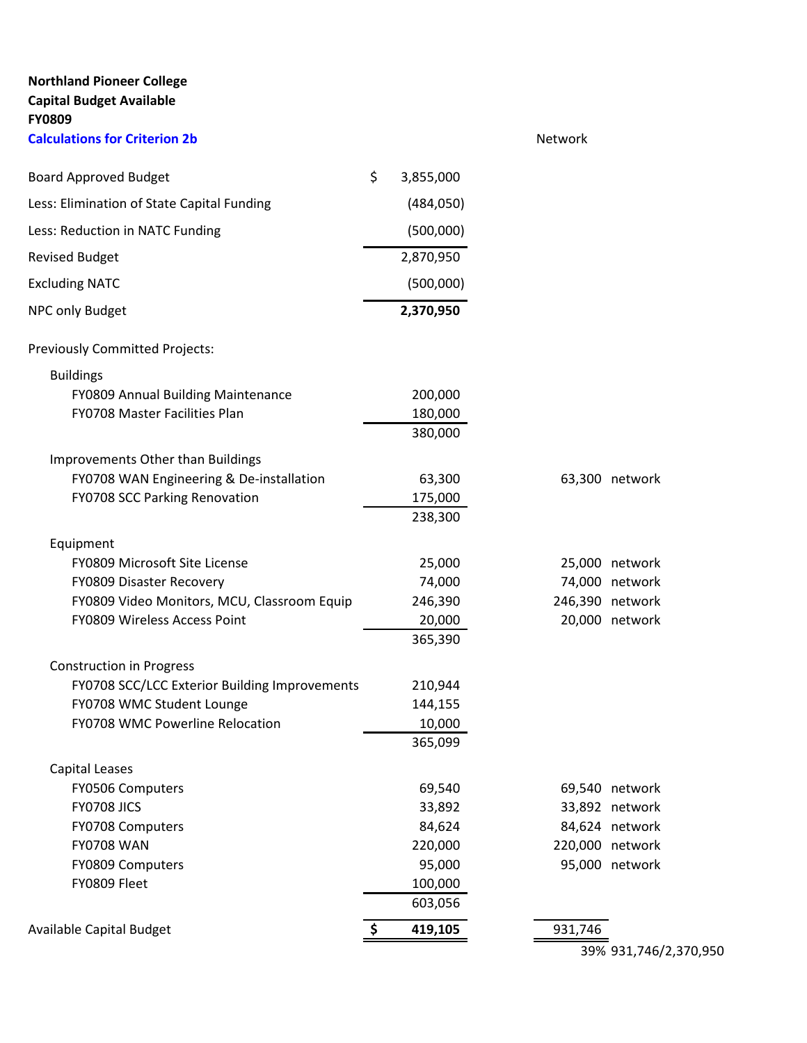**Northland Pioneer College**
**Capital Budget Available**
**FY0809**
**Calculations for Criterion 2b**

| | Amount | Network | |
|---|---|---|---|
| Board Approved Budget | $ 3,855,000 | | |
| Less: Elimination of State Capital Funding | (484,050) | | |
| Less: Reduction in NATC Funding | (500,000) | | |
| Revised Budget | 2,870,950 | | |
| Excluding NATC | (500,000) | | |
| NPC only Budget | **2,370,950** | | |
| Previously Committed Projects: | | | |
| Buildings | | | |
| FY0809 Annual Building Maintenance | 200,000 | | |
| FY0708 Master Facilities Plan | 180,000 | | |
| | 380,000 | | |
| Improvements Other than Buildings | | | |
| FY0708 WAN Engineering & De-installation | 63,300 | 63,300 | network |
| FY0708 SCC Parking Renovation | 175,000 | | |
| | 238,300 | | |
| Equipment | | | |
| FY0809 Microsoft Site License | 25,000 | 25,000 | network |
| FY0809 Disaster Recovery | 74,000 | 74,000 | network |
| FY0809 Video Monitors, MCU, Classroom Equip | 246,390 | 246,390 | network |
| FY0809 Wireless Access Point | 20,000 | 20,000 | network |
| | 365,390 | | |
| Construction in Progress | | | |
| FY0708 SCC/LCC Exterior Building Improvements | 210,944 | | |
| FY0708 WMC Student Lounge | 144,155 | | |
| FY0708 WMC Powerline Relocation | 10,000 | | |
| | 365,099 | | |
| Capital Leases | | | |
| FY0506 Computers | 69,540 | 69,540 | network |
| FY0708 JICS | 33,892 | 33,892 | network |
| FY0708 Computers | 84,624 | 84,624 | network |
| FY0708 WAN | 220,000 | 220,000 | network |
| FY0809 Computers | 95,000 | 95,000 | network |
| FY0809 Fleet | 100,000 | | |
| | 603,056 | | |
| Available Capital Budget | **$ 419,105** | 931,746 | |
| | | 39% | 931,746/2,370,950 |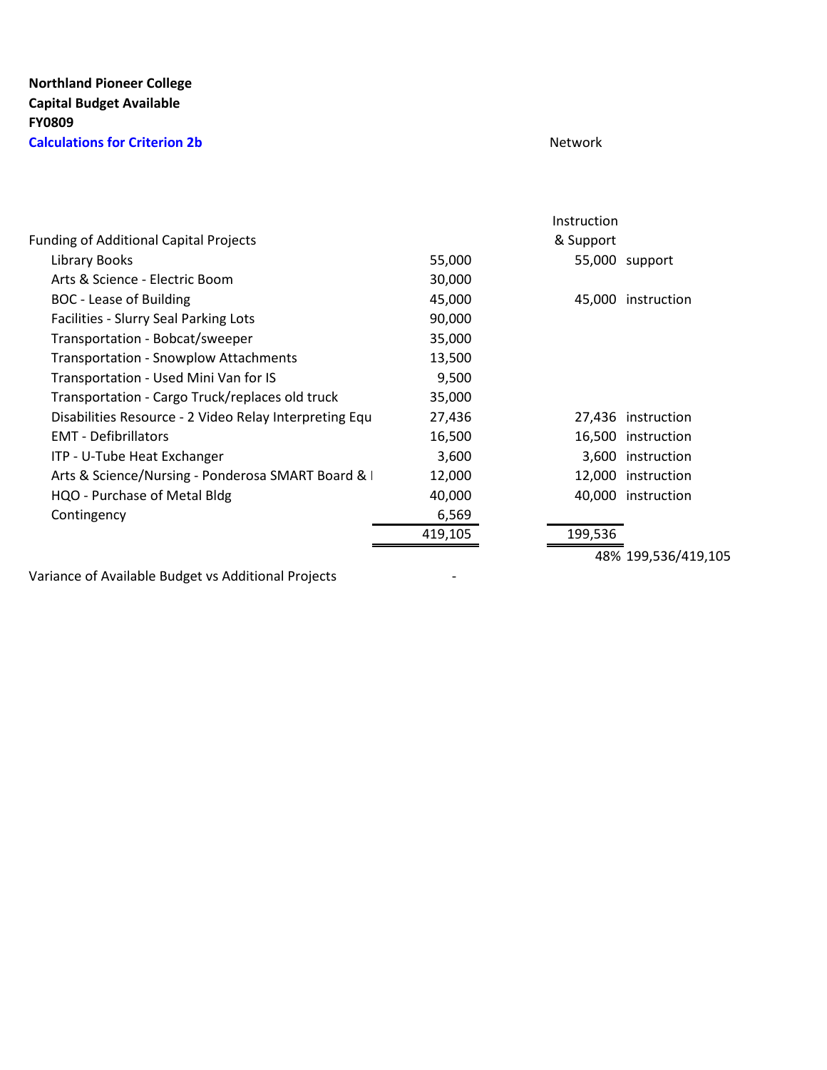**Northland Pioneer College**
**Capital Budget Available**
**FY0809**
**Calculations for Criterion 2b**

Network

| Funding of Additional Capital Projects | | Instruction & Support | |
|---|---|---|---|
| Library Books | 55,000 | 55,000 | support |
| Arts & Science - Electric Boom | 30,000 | | |
| BOC - Lease of Building | 45,000 | 45,000 | instruction |
| Facilities - Slurry Seal Parking Lots | 90,000 | | |
| Transportation - Bobcat/sweeper | 35,000 | | |
| Transportation - Snowplow Attachments | 13,500 | | |
| Transportation - Used Mini Van for IS | 9,500 | | |
| Transportation - Cargo Truck/replaces old truck | 35,000 | | |
| Disabilities Resource - 2 Video Relay Interpreting Equ | 27,436 | 27,436 | instruction |
| EMT - Defibrillators | 16,500 | 16,500 | instruction |
| ITP - U-Tube Heat Exchanger | 3,600 | 3,600 | instruction |
| Arts & Science/Nursing - Ponderosa SMART Board & I | 12,000 | 12,000 | instruction |
| HQO - Purchase of Metal Bldg | 40,000 | 40,000 | instruction |
| Contingency | 6,569 | | |
| | 419,105 | 199,536 | |
| | | 48% | 199,536/419,105 |
| Variance of Available Budget vs Additional Projects | - | | |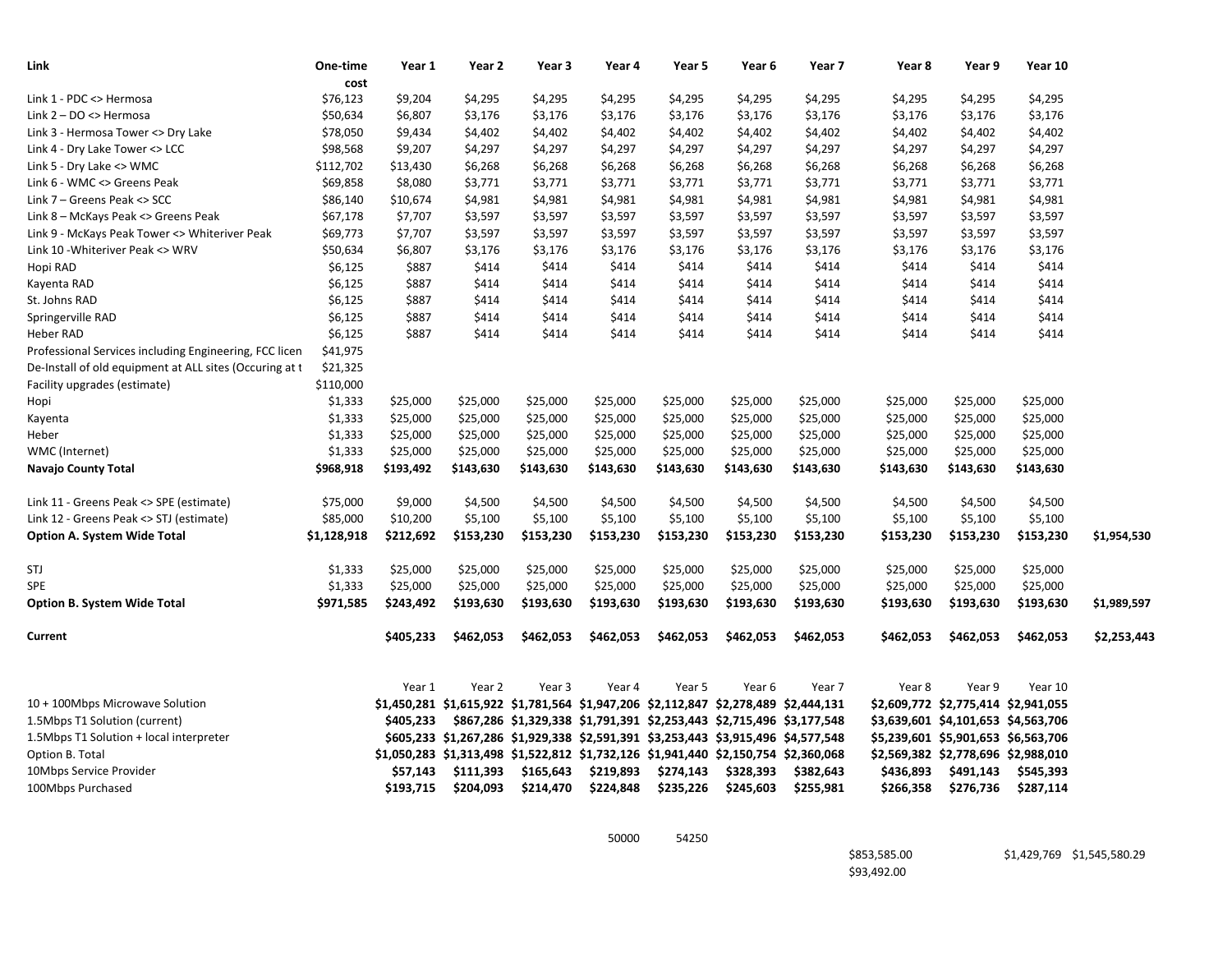| Link | One-time cost | Year 1 | Year 2 | Year 3 | Year 4 | Year 5 | Year 6 | Year 7 | Year 8 | Year 9 | Year 10 | |
|---|---|---|---|---|---|---|---|---|---|---|---|---|
| Link 1 - PDC <> Hermosa | $76,123 | $9,204 | $4,295 | $4,295 | $4,295 | $4,295 | $4,295 | $4,295 | $4,295 | $4,295 | $4,295 | |
| Link 2 – DO <> Hermosa | $50,634 | $6,807 | $3,176 | $3,176 | $3,176 | $3,176 | $3,176 | $3,176 | $3,176 | $3,176 | $3,176 | |
| Link 3 - Hermosa Tower <> Dry Lake | $78,050 | $9,434 | $4,402 | $4,402 | $4,402 | $4,402 | $4,402 | $4,402 | $4,402 | $4,402 | $4,402 | |
| Link 4 - Dry Lake Tower <> LCC | $98,568 | $9,207 | $4,297 | $4,297 | $4,297 | $4,297 | $4,297 | $4,297 | $4,297 | $4,297 | $4,297 | |
| Link 5 - Dry Lake <> WMC | $112,702 | $13,430 | $6,268 | $6,268 | $6,268 | $6,268 | $6,268 | $6,268 | $6,268 | $6,268 | $6,268 | |
| Link 6 - WMC <> Greens Peak | $69,858 | $8,080 | $3,771 | $3,771 | $3,771 | $3,771 | $3,771 | $3,771 | $3,771 | $3,771 | $3,771 | |
| Link 7 – Greens Peak <> SCC | $86,140 | $10,674 | $4,981 | $4,981 | $4,981 | $4,981 | $4,981 | $4,981 | $4,981 | $4,981 | $4,981 | |
| Link 8 – McKays Peak <> Greens Peak | $67,178 | $7,707 | $3,597 | $3,597 | $3,597 | $3,597 | $3,597 | $3,597 | $3,597 | $3,597 | $3,597 | |
| Link 9 - McKays Peak Tower <> Whiteriver Peak | $69,773 | $7,707 | $3,597 | $3,597 | $3,597 | $3,597 | $3,597 | $3,597 | $3,597 | $3,597 | $3,597 | |
| Link 10 -Whiteriver Peak <> WRV | $50,634 | $6,807 | $3,176 | $3,176 | $3,176 | $3,176 | $3,176 | $3,176 | $3,176 | $3,176 | $3,176 | |
| Hopi RAD | $6,125 | $887 | $414 | $414 | $414 | $414 | $414 | $414 | $414 | $414 | $414 | |
| Kayenta RAD | $6,125 | $887 | $414 | $414 | $414 | $414 | $414 | $414 | $414 | $414 | $414 | |
| St. Johns RAD | $6,125 | $887 | $414 | $414 | $414 | $414 | $414 | $414 | $414 | $414 | $414 | |
| Springerville RAD | $6,125 | $887 | $414 | $414 | $414 | $414 | $414 | $414 | $414 | $414 | $414 | |
| Heber RAD | $6,125 | $887 | $414 | $414 | $414 | $414 | $414 | $414 | $414 | $414 | $414 | |
| Professional Services including Engineering, FCC licen | $41,975 | | | | | | | | | | | |
| De-Install of old equipment at ALL sites (Occuring at t | $21,325 | | | | | | | | | | | |
| Facility upgrades (estimate) | $110,000 | | | | | | | | | | | |
| Hopi | $1,333 | $25,000 | $25,000 | $25,000 | $25,000 | $25,000 | $25,000 | $25,000 | $25,000 | $25,000 | $25,000 | |
| Kayenta | $1,333 | $25,000 | $25,000 | $25,000 | $25,000 | $25,000 | $25,000 | $25,000 | $25,000 | $25,000 | $25,000 | |
| Heber | $1,333 | $25,000 | $25,000 | $25,000 | $25,000 | $25,000 | $25,000 | $25,000 | $25,000 | $25,000 | $25,000 | |
| WMC (Internet) | $1,333 | $25,000 | $25,000 | $25,000 | $25,000 | $25,000 | $25,000 | $25,000 | $25,000 | $25,000 | $25,000 | |
| **Navajo County Total** | **$968,918** | **$193,492** | **$143,630** | **$143,630** | **$143,630** | **$143,630** | **$143,630** | **$143,630** | **$143,630** | **$143,630** | **$143,630** | |
| | | | | | | | | | | | | |
| Link 11 - Greens Peak <> SPE (estimate) | $75,000 | $9,000 | $4,500 | $4,500 | $4,500 | $4,500 | $4,500 | $4,500 | $4,500 | $4,500 | $4,500 | |
| Link 12 - Greens Peak <> STJ (estimate) | $85,000 | $10,200 | $5,100 | $5,100 | $5,100 | $5,100 | $5,100 | $5,100 | $5,100 | $5,100 | $5,100 | |
| **Option A. System Wide Total** | **$1,128,918** | **$212,692** | **$153,230** | **$153,230** | **$153,230** | **$153,230** | **$153,230** | **$153,230** | **$153,230** | **$153,230** | **$153,230** | **$1,954,530** |
| | | | | | | | | | | | | |
| STJ | $1,333 | $25,000 | $25,000 | $25,000 | $25,000 | $25,000 | $25,000 | $25,000 | $25,000 | $25,000 | $25,000 | |
| SPE | $1,333 | $25,000 | $25,000 | $25,000 | $25,000 | $25,000 | $25,000 | $25,000 | $25,000 | $25,000 | $25,000 | |
| **Option B. System Wide Total** | **$971,585** | **$243,492** | **$193,630** | **$193,630** | **$193,630** | **$193,630** | **$193,630** | **$193,630** | **$193,630** | **$193,630** | **$193,630** | **$1,989,597** |
| | | | | | | | | | | | | |
| **Current** | | **$405,233** | **$462,053** | **$462,053** | **$462,053** | **$462,053** | **$462,053** | **$462,053** | **$462,053** | **$462,053** | **$462,053** | **$2,253,443** |

| | Year 1 | Year 2 | Year 3 | Year 4 | Year 5 | Year 6 | Year 7 | Year 8 | Year 9 | Year 10 |
|---|---|---|---|---|---|---|---|---|---|---|
| 10 + 100Mbps Microwave Solution | **$1,450,281** | **$1,615,922** | **$1,781,564** | **$1,947,206** | **$2,112,847** | **$2,278,489** | **$2,444,131** | **$2,609,772** | **$2,775,414** | **$2,941,055** |
| 1.5Mbps T1 Solution (current) | **$405,233** | **$867,286** | **$1,329,338** | **$1,791,391** | **$2,253,443** | **$2,715,496** | **$3,177,548** | **$3,639,601** | **$4,101,653** | **$4,563,706** |
| 1.5Mbps T1 Solution + local interpreter | **$605,233** | **$1,267,286** | **$1,929,338** | **$2,591,391** | **$3,253,443** | **$3,915,496** | **$4,577,548** | **$5,239,601** | **$5,901,653** | **$6,563,706** |
| Option B. Total | **$1,050,283** | **$1,313,498** | **$1,522,812** | **$1,732,126** | **$1,941,440** | **$2,150,754** | **$2,360,068** | **$2,569,382** | **$2,778,696** | **$2,988,010** |
| 10Mbps Service Provider | **$57,143** | **$111,393** | **$165,643** | **$219,893** | **$274,143** | **$328,393** | **$382,643** | **$436,893** | **$491,143** | **$545,393** |
| 100Mbps Purchased | **$193,715** | **$204,093** | **$214,470** | **$224,848** | **$235,226** | **$245,603** | **$255,981** | **$266,358** | **$276,736** | **$287,114** |

50000 54250

$853,585.00

$93,492.00

$1,429,769 $1,545,580.29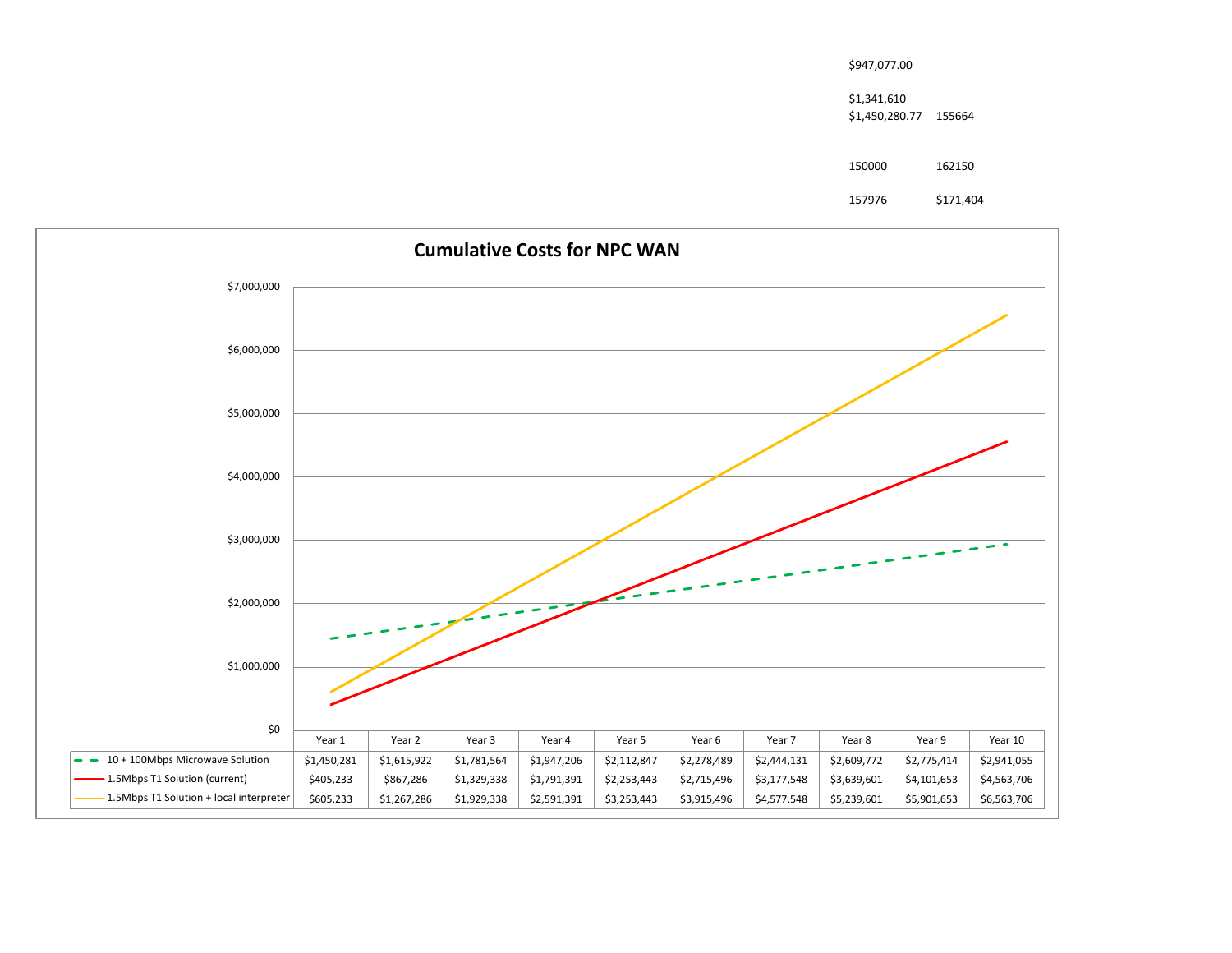$947,077.00

$1,341,610

$1,450,280.77 155664

150000 162150

157976 $171,404

## Cumulative Costs for NPC WAN

| | Year 1 | Year 2 | Year 3 | Year 4 | Year 5 | Year 6 | Year 7 | Year 8 | Year 9 | Year 10 |
|---|---|---|---|---|---|---|---|---|---|---|
| 10 + 100Mbps Microwave Solution | $1,450,281 | $1,615,922 | $1,781,564 | $1,947,206 | $2,112,847 | $2,278,489 | $2,444,131 | $2,609,772 | $2,775,414 | $2,941,055 |
| 1.5Mbps T1 Solution (current) | $405,233 | $867,286 | $1,329,338 | $1,791,391 | $2,253,443 | $2,715,496 | $3,177,548 | $3,639,601 | $4,101,653 | $4,563,706 |
| 1.5Mbps T1 Solution + local interpreter | $605,233 | $1,267,286 | $1,929,338 | $2,591,391 | $3,253,443 | $3,915,496 | $4,577,548 | $5,239,601 | $5,901,653 | $6,563,706 |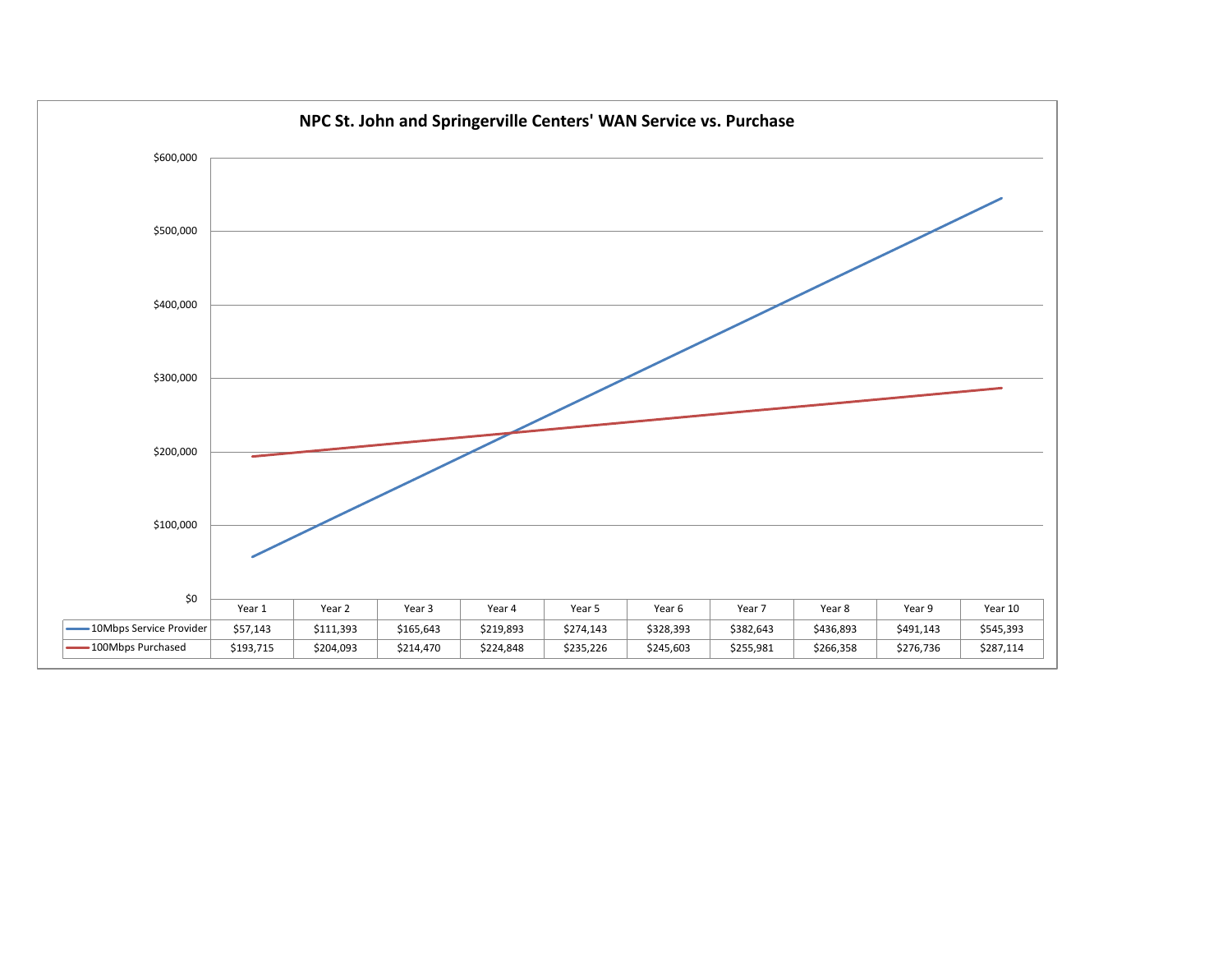## NPC St. John and Springerville Centers' WAN Service vs. Purchase

| | Year 1 | Year 2 | Year 3 | Year 4 | Year 5 | Year 6 | Year 7 | Year 8 | Year 9 | Year 10 |
|---|---|---|---|---|---|---|---|---|---|---|
| 10Mbps Service Provider | $57,143 | $111,393 | $165,643 | $219,893 | $274,143 | $328,393 | $382,643 | $436,893 | $491,143 | $545,393 |
| 100Mbps Purchased | $193,715 | $204,093 | $214,470 | $224,848 | $235,226 | $245,603 | $255,981 | $266,358 | $276,736 | $287,114 |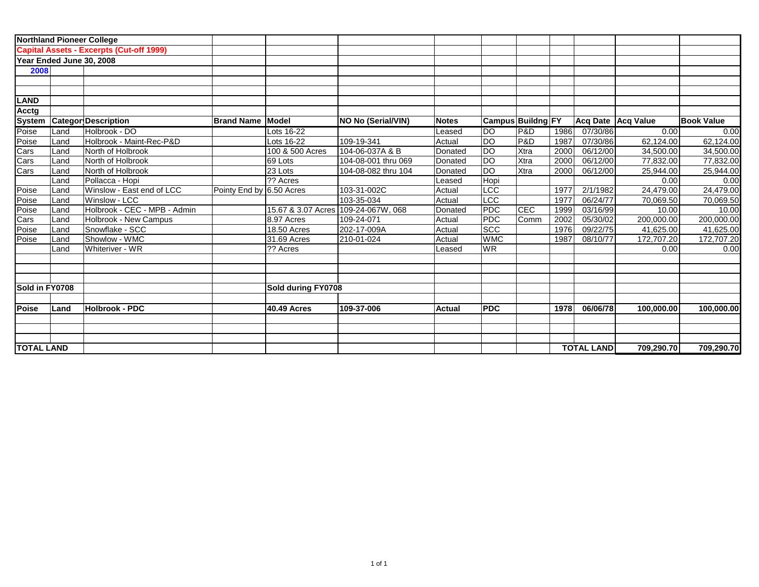**Northland Pioneer College**

**Capital Assets - Excerpts (Cut-off 1999)**

**Year Ended June 30, 2008**

**2008**

**LAND**

| Acctg System | Category | Description | Brand Name | Model | NO No (Serial/VIN) | Notes | Campus | Buildng | FY | Acq Date | Acq Value | Book Value |
|---|---|---|---|---|---|---|---|---|---|---|---|---|
| Poise | Land | Holbrook - DO | | Lots 16-22 | | Leased | DO | P&D | 1986 | 07/30/86 | 0.00 | 0.00 |
| Poise | Land | Holbrook - Maint-Rec-P&D | | Lots 16-22 | 109-19-341 | Actual | DO | P&D | 1987 | 07/30/86 | 62,124.00 | 62,124.00 |
| Cars | Land | North of Holbrook | | 100 & 500 Acres | 104-06-037A & B | Donated | DO | Xtra | 2000 | 06/12/00 | 34,500.00 | 34,500.00 |
| Cars | Land | North of Holbrook | | 69 Lots | 104-08-001 thru 069 | Donated | DO | Xtra | 2000 | 06/12/00 | 77,832.00 | 77,832.00 |
| Cars | Land | North of Holbrook | | 23 Lots | 104-08-082 thru 104 | Donated | DO | Xtra | 2000 | 06/12/00 | 25,944.00 | 25,944.00 |
| | Land | Pollacca - Hopi | | ?? Acres | | Leased | Hopi | | | | 0.00 | 0.00 |
| Poise | Land | Winslow - East end of LCC | Pointy End by | 6.50 Acres | 103-31-002C | Actual | LCC | | 1977 | 2/1/1982 | 24,479.00 | 24,479.00 |
| Poise | Land | Winslow - LCC | | | 103-35-034 | Actual | LCC | | 1977 | 06/24/77 | 70,069.50 | 70,069.50 |
| Poise | Land | Holbrook - CEC - MPB - Admin | | 15.67 & 3.07 Acres | 109-24-067W, 068 | Donated | PDC | CEC | 1999 | 03/16/99 | 10.00 | 10.00 |
| Cars | Land | Holbrook - New Campus | | 8.97 Acres | 109-24-071 | Actual | PDC | Comm | 2002 | 05/30/02 | 200,000.00 | 200,000.00 |
| Poise | Land | Snowflake - SCC | | 18.50 Acres | 202-17-009A | Actual | SCC | | 1976 | 09/22/75 | 41,625.00 | 41,625.00 |
| Poise | Land | Showlow - WMC | | 31.69 Acres | 210-01-024 | Actual | WMC | | 1987 | 08/10/77 | 172,707.20 | 172,707.20 |
| | Land | Whiteriver - WR | | ?? Acres | | Leased | WR | | | | 0.00 | 0.00 |
| **Sold in FY0708** | | | | **Sold during FY0708** | | | | | | | | |
| **Poise** | **Land** | **Holbrook - PDC** | | **40.49 Acres** | **109-37-006** | **Actual** | **PDC** | | **1978** | **06/06/78** | **100,000.00** | **100,000.00** |
| **TOTAL LAND** | | | | | | | | | | **TOTAL LAND** | **709,290.70** | **709,290.70** |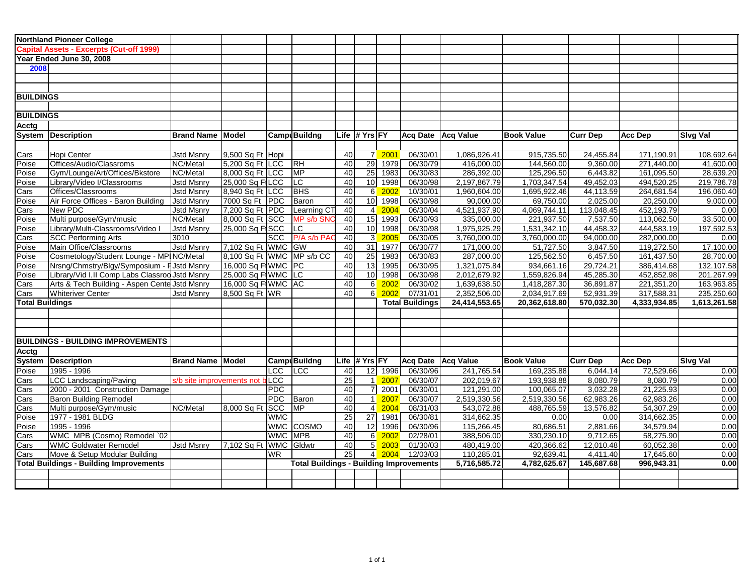**Northland Pioneer College**

**Capital Assets - Excerpts (Cut-off 1999)**

**Year Ended June 30, 2008**

**2008**

**BUILDINGS**

**BUILDINGS**

| Acctg System | Description | Brand Name | Model | Campus | Buildng | Life | # Yrs | FY | Acq Date | Acq Value | Book Value | Curr Dep | Acc Dep | Slvg Val |
|---|---|---|---|---|---|---|---|---|---|---|---|---|---|---|
| Cars | Hopi Center | Jstd Msnry | 9,500 Sq Ft | Hopi | | 40 | 7 | 2001 | 06/30/01 | 1,086,926.41 | 915,735.50 | 24,455.84 | 171,190.91 | 108,692.64 |
| Poise | Offices/Audio/Classroms | NC/Metal | 5,200 Sq Ft | LCC | RH | 40 | 29 | 1979 | 06/30/79 | 416,000.00 | 144,560.00 | 9,360.00 | 271,440.00 | 41,600.00 |
| Poise | Gym/Lounge/Art/Offices/Bkstore | NC/Metal | 8,000 Sq Ft | LCC | MP | 40 | 25 | 1983 | 06/30/83 | 286,392.00 | 125,296.50 | 6,443.82 | 161,095.50 | 28,639.20 |
| Poise | Library/Video I/Classrooms | Jstd Msnry | 25,000 Sq Ft | LCC | LC | 40 | 10 | 1998 | 06/30/98 | 2,197,867.79 | 1,703,347.54 | 49,452.03 | 494,520.25 | 219,786.78 |
| Cars | Offices/Classrooms | Jstd Msnry | 8,940 Sq Ft | LCC | BHS | 40 | 6 | 2002 | 10/30/01 | 1,960,604.00 | 1,695,922.46 | 44,113.59 | 264,681.54 | 196,060.40 |
| Poise | Air Force Offices - Baron Building | Jstd Msnry | 7000 Sq Ft | PDC | Baron | 40 | 10 | 1998 | 06/30/98 | 90,000.00 | 69,750.00 | 2,025.00 | 20,250.00 | 9,000.00 |
| Cars | New PDC | Jstd Msnry | 7,200 Sq Ft | PDC | Learning CT | 40 | 4 | 2004 | 06/30/04 | 4,521,937.90 | 4,069,744.11 | 113,048.45 | 452,193.79 | 0.00 |
| Poise | Multi purpose/Gym/music | NC/Metal | 8,000 Sq Ft | SCC | MP s/b SNC | 40 | 15 | 1993 | 06/30/93 | 335,000.00 | 221,937.50 | 7,537.50 | 113,062.50 | 33,500.00 |
| Poise | Library/Multi-Classrooms/Video I | Jstd Msnry | 25,000 Sq Ft | SCC | LC | 40 | 10 | 1998 | 06/30/98 | 1,975,925.29 | 1,531,342.10 | 44,458.32 | 444,583.19 | 197,592.53 |
| Cars | SCC Performing Arts | 3010 | | SCC | P/A s/b PAC | 40 | 3 | 2005 | 06/30/05 | 3,760,000.00 | 3,760,000.00 | 94,000.00 | 282,000.00 | 0.00 |
| Poise | Main Office/Classrooms | Jstd Msnry | 7,102 Sq Ft | WMC | GW | 40 | 31 | 1977 | 06/30/77 | 171,000.00 | 51,727.50 | 3,847.50 | 119,272.50 | 17,100.00 |
| Poise | Cosmetology/Student Lounge - MPI | NC/Metal | 8,100 Sq Ft | WMC | MP s/b CC | 40 | 25 | 1983 | 06/30/83 | 287,000.00 | 125,562.50 | 6,457.50 | 161,437.50 | 28,700.00 |
| Poise | Nrsng/Chmstry/Blgy/Symposium - F | Jstd Msnry | 16,000 Sq Ft | WMC | PC | 40 | 13 | 1995 | 06/30/95 | 1,321,075.84 | 934,661.16 | 29,724.21 | 386,414.68 | 132,107.58 |
| Poise | Library/Vid I,II Comp Labs Classroo | Jstd Msnry | 25,000 Sq Ft | WMC | LC | 40 | 10 | 1998 | 06/30/98 | 2,012,679.92 | 1,559,826.94 | 45,285.30 | 452,852.98 | 201,267.99 |
| Cars | Arts & Tech Building - Aspen Cente | Jstd Msnry | 16,000 Sq Ft | WMC | AC | 40 | 6 | 2002 | 06/30/02 | 1,639,638.50 | 1,418,287.30 | 36,891.87 | 221,351.20 | 163,963.85 |
| Cars | Whiteriver Center | Jstd Msnry | 8,500 Sq Ft | WR | | 40 | 6 | 2002 | 07/31/01 | 2,352,506.00 | 2,034,917.69 | 52,931.39 | 317,588.31 | 235,250.60 |
| **Total Buildings** | | | | | | | | | **Total Buildings** | **24,414,553.65** | **20,362,618.80** | **570,032.30** | **4,333,934.85** | **1,613,261.58** |

**BUILDINGS - BUILDING IMPROVEMENTS**

| Acctg System | Description | Brand Name | Model | Campus | Buildng | Life | # Yrs | FY | Acq Date | Acq Value | Book Value | Curr Dep | Acc Dep | Slvg Val |
|---|---|---|---|---|---|---|---|---|---|---|---|---|---|---|
| Poise | 1995 - 1996 | | | LCC | LCC | 40 | 12 | 1996 | 06/30/96 | 241,765.54 | 169,235.88 | 6,044.14 | 72,529.66 | 0.00 |
| Cars | LCC Landscaping/Paving | s/b site improvements not b | | LCC | | 25 | 1 | 2007 | 06/30/07 | 202,019.67 | 193,938.88 | 8,080.79 | 8,080.79 | 0.00 |
| Cars | 2000 - 2001 Construction Damage | | | PDC | | 40 | 7 | 2001 | 06/30/01 | 121,291.00 | 100,065.07 | 3,032.28 | 21,225.93 | 0.00 |
| Cars | Baron Building Remodel | | | PDC | Baron | 40 | 1 | 2007 | 06/30/07 | 2,519,330.56 | 2,519,330.56 | 62,983.26 | 62,983.26 | 0.00 |
| Cars | Multi purpose/Gym/music | NC/Metal | 8,000 Sq Ft | SCC | MP | 40 | 4 | 2004 | 08/31/03 | 543,072.88 | 488,765.59 | 13,576.82 | 54,307.29 | 0.00 |
| Poise | 1977 - 1981 BLDG | | | WMC | | 25 | 27 | 1981 | 06/30/81 | 314,662.35 | 0.00 | 0.00 | 314,662.35 | 0.00 |
| Poise | 1995 - 1996 | | | WMC | COSMO | 40 | 12 | 1996 | 06/30/96 | 115,266.45 | 80,686.51 | 2,881.66 | 34,579.94 | 0.00 |
| Cars | WMC MPB (Cosmo) Remodel `02 | | | WMC | MPB | 40 | 6 | 2002 | 02/28/01 | 388,506.00 | 330,230.10 | 9,712.65 | 58,275.90 | 0.00 |
| Cars | WMC Goldwater Remodel | Jstd Msnry | 7,102 Sq Ft | WMC | Gldwtr | 40 | 5 | 2003 | 01/30/03 | 480,419.00 | 420,366.62 | 12,010.48 | 60,052.38 | 0.00 |
| Cars | Move & Setup Modular Building | | | WR | | 25 | 4 | 2004 | 12/03/03 | 110,285.01 | 92,639.41 | 4,411.40 | 17,645.60 | 0.00 |
| **Total Buildings - Building Improvements** | | | | | **Total Buildings - Building Improvements** | | | | | **5,716,585.72** | **4,782,625.67** | **145,687.68** | **996,943.31** | **0.00** |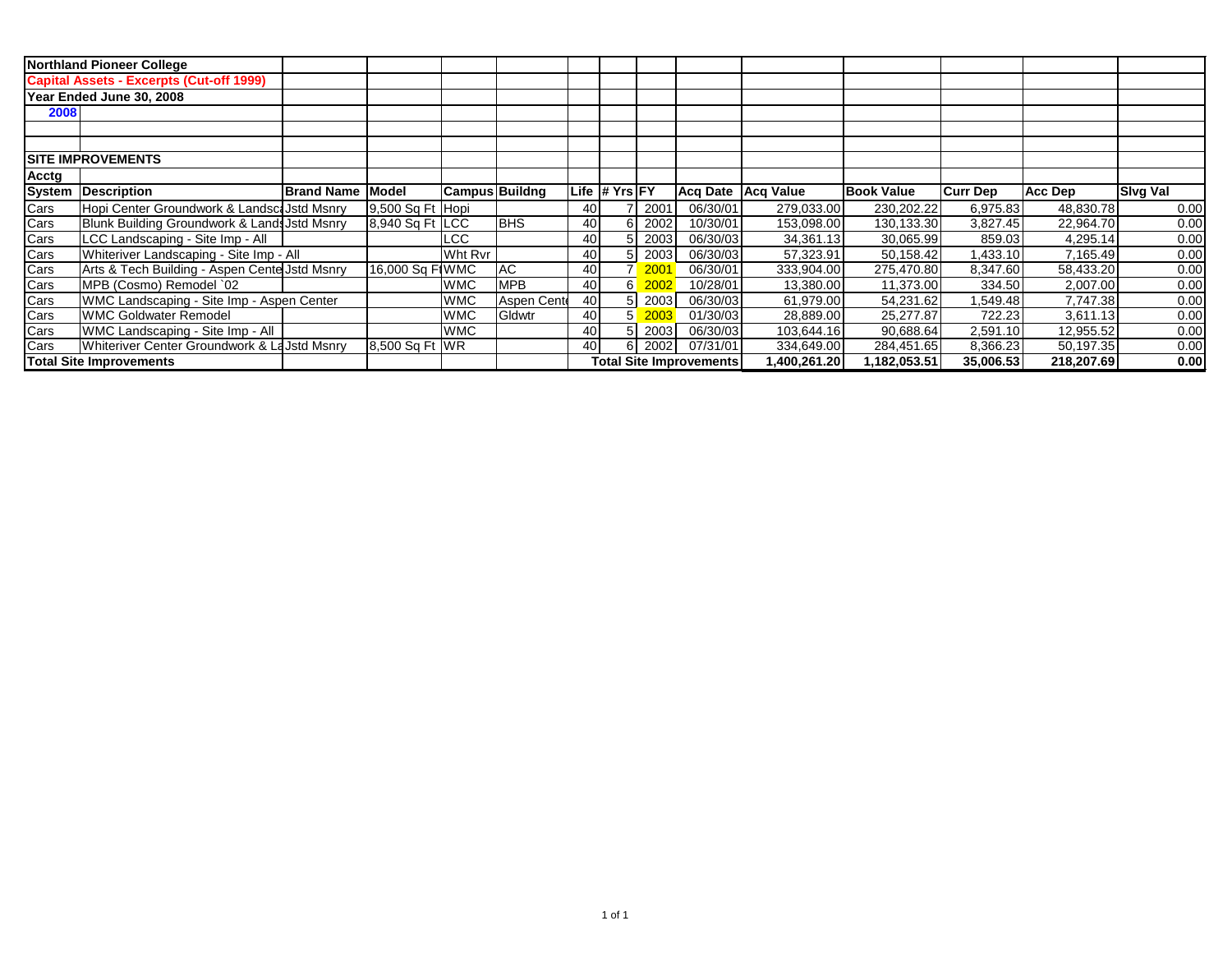**Northland Pioneer College**

**Capital Assets - Excerpts (Cut-off 1999)**

**Year Ended June 30, 2008**

**2008**

**SITE IMPROVEMENTS**

| Acctg System | Description | Brand Name | Model | Campus | Buildng | Life | # Yrs | FY | Acq Date | Acq Value | Book Value | Curr Dep | Acc Dep | Slvg Val |
|---|---|---|---|---|---|---|---|---|---|---|---|---|---|---|
| Cars | Hopi Center Groundwork & Landsca | Jstd Msnry | 9,500 Sq Ft | Hopi | | 40 | 7 | 2001 | 06/30/01 | 279,033.00 | 230,202.22 | 6,975.83 | 48,830.78 | 0.00 |
| Cars | Blunk Building Groundwork & Lands | Jstd Msnry | 8,940 Sq Ft | LCC | BHS | 40 | 6 | 2002 | 10/30/01 | 153,098.00 | 130,133.30 | 3,827.45 | 22,964.70 | 0.00 |
| Cars | LCC Landscaping - Site Imp - All | | | LCC | | 40 | 5 | 2003 | 06/30/03 | 34,361.13 | 30,065.99 | 859.03 | 4,295.14 | 0.00 |
| Cars | Whiteriver Landscaping - Site Imp - All | | | Wht Rvr | | 40 | 5 | 2003 | 06/30/03 | 57,323.91 | 50,158.42 | 1,433.10 | 7,165.49 | 0.00 |
| Cars | Arts & Tech Building - Aspen Cente | Jstd Msnry | 16,000 Sq Ft | WMC | AC | 40 | 7 | 2001 | 06/30/01 | 333,904.00 | 275,470.80 | 8,347.60 | 58,433.20 | 0.00 |
| Cars | MPB (Cosmo) Remodel `02 | | | WMC | MPB | 40 | 6 | 2002 | 10/28/01 | 13,380.00 | 11,373.00 | 334.50 | 2,007.00 | 0.00 |
| Cars | WMC Landscaping - Site Imp - Aspen Center | | | WMC | Aspen Cente | 40 | 5 | 2003 | 06/30/03 | 61,979.00 | 54,231.62 | 1,549.48 | 7,747.38 | 0.00 |
| Cars | WMC Goldwater Remodel | | | WMC | Gldwtr | 40 | 5 | 2003 | 01/30/03 | 28,889.00 | 25,277.87 | 722.23 | 3,611.13 | 0.00 |
| Cars | WMC Landscaping - Site Imp - All | | | WMC | | 40 | 5 | 2003 | 06/30/03 | 103,644.16 | 90,688.64 | 2,591.10 | 12,955.52 | 0.00 |
| Cars | Whiteriver Center Groundwork & La | Jstd Msnry | 8,500 Sq Ft | WR | | 40 | 6 | 2002 | 07/31/01 | 334,649.00 | 284,451.65 | 8,366.23 | 50,197.35 | 0.00 |
| **Total Site Improvements** | | | | | | **Total Site Improvements** | | | | **1,400,261.20** | **1,182,053.51** | **35,006.53** | **218,207.69** | **0.00** |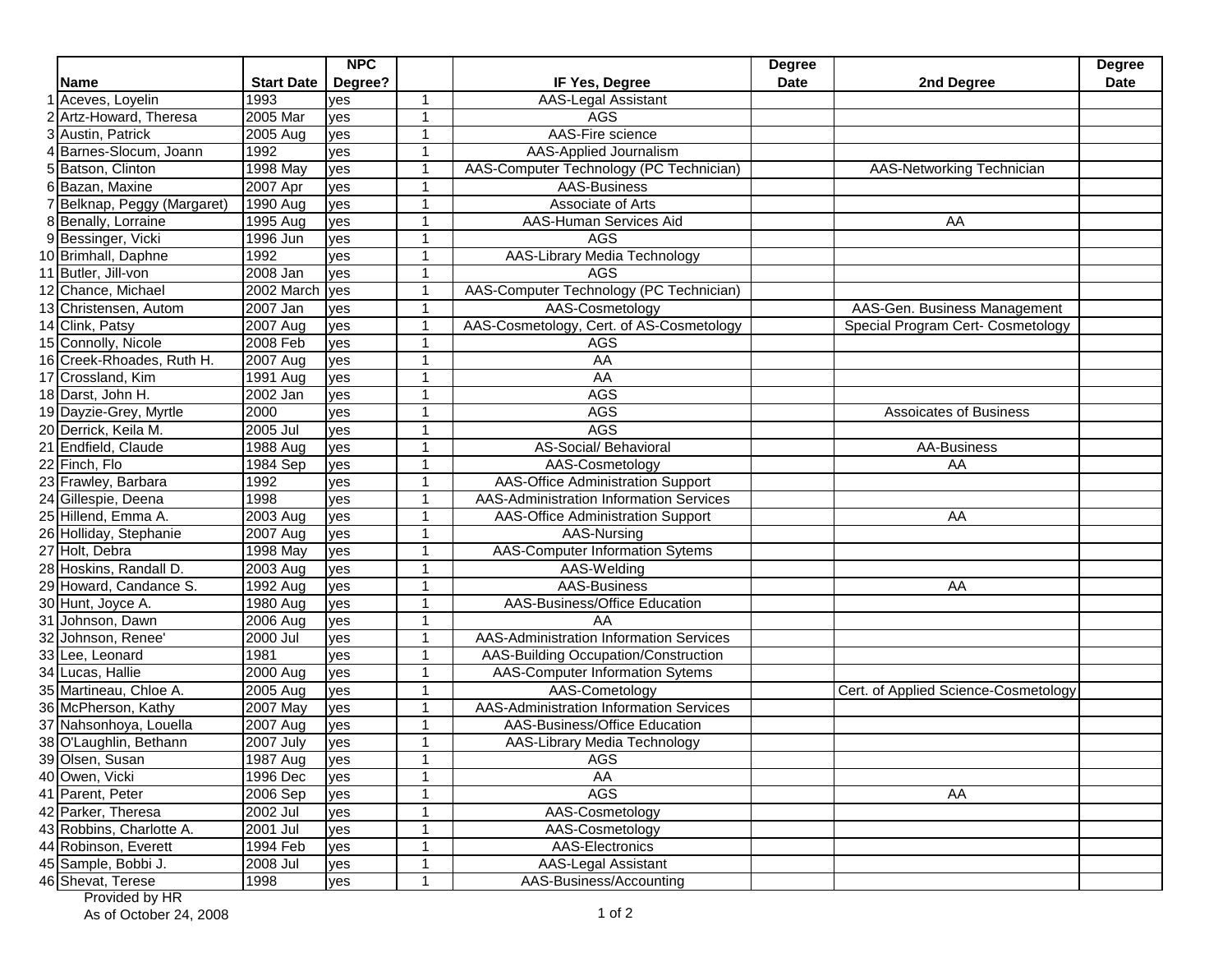| | Name | Start Date | NPC Degree? | | IF Yes, Degree | Degree Date | 2nd Degree | Degree Date |
|---|---|---|---|---|---|---|---|---|
| 1 | Aceves, Loyelin | 1993 | yes | 1 | AAS-Legal Assistant | | | |
| 2 | Artz-Howard, Theresa | 2005 Mar | yes | 1 | AGS | | | |
| 3 | Austin, Patrick | 2005 Aug | yes | 1 | AAS-Fire science | | | |
| 4 | Barnes-Slocum, Joann | 1992 | yes | 1 | AAS-Applied Journalism | | | |
| 5 | Batson, Clinton | 1998 May | yes | 1 | AAS-Computer Technology (PC Technician) | | AAS-Networking Technician | |
| 6 | Bazan, Maxine | 2007 Apr | yes | 1 | AAS-Business | | | |
| 7 | Belknap, Peggy (Margaret) | 1990 Aug | yes | 1 | Associate of Arts | | | |
| 8 | Benally, Lorraine | 1995 Aug | yes | 1 | AAS-Human Services Aid | | AA | |
| 9 | Bessinger, Vicki | 1996 Jun | yes | 1 | AGS | | | |
| 10 | Brimhall, Daphne | 1992 | yes | 1 | AAS-Library Media Technology | | | |
| 11 | Butler, Jill-von | 2008 Jan | yes | 1 | AGS | | | |
| 12 | Chance, Michael | 2002 March | yes | 1 | AAS-Computer Technology (PC Technician) | | | |
| 13 | Christensen, Autom | 2007 Jan | yes | 1 | AAS-Cosmetology | | AAS-Gen. Business Management | |
| 14 | Clink, Patsy | 2007 Aug | yes | 1 | AAS-Cosmetology, Cert. of AS-Cosmetology | | Special Program Cert- Cosmetology | |
| 15 | Connolly, Nicole | 2008 Feb | yes | 1 | AGS | | | |
| 16 | Creek-Rhoades, Ruth H. | 2007 Aug | yes | 1 | AA | | | |
| 17 | Crossland, Kim | 1991 Aug | yes | 1 | AA | | | |
| 18 | Darst, John H. | 2002 Jan | yes | 1 | AGS | | | |
| 19 | Dayzie-Grey, Myrtle | 2000 | yes | 1 | AGS | | Assoicates of Business | |
| 20 | Derrick, Keila M. | 2005 Jul | yes | 1 | AGS | | | |
| 21 | Endfield, Claude | 1988 Aug | yes | 1 | AS-Social/ Behavioral | | AA-Business | |
| 22 | Finch, Flo | 1984 Sep | yes | 1 | AAS-Cosmetology | | AA | |
| 23 | Frawley, Barbara | 1992 | yes | 1 | AAS-Office Administration Support | | | |
| 24 | Gillespie, Deena | 1998 | yes | 1 | AAS-Administration Information Services | | | |
| 25 | Hillend, Emma A. | 2003 Aug | yes | 1 | AAS-Office Administration Support | | AA | |
| 26 | Holliday, Stephanie | 2007 Aug | yes | 1 | AAS-Nursing | | | |
| 27 | Holt, Debra | 1998 May | yes | 1 | AAS-Computer Information Sytems | | | |
| 28 | Hoskins, Randall D. | 2003 Aug | yes | 1 | AAS-Welding | | | |
| 29 | Howard, Candance S. | 1992 Aug | yes | 1 | AAS-Business | | AA | |
| 30 | Hunt, Joyce A. | 1980 Aug | yes | 1 | AAS-Business/Office Education | | | |
| 31 | Johnson, Dawn | 2006 Aug | yes | 1 | AA | | | |
| 32 | Johnson, Renee' | 2000 Jul | yes | 1 | AAS-Administration Information Services | | | |
| 33 | Lee, Leonard | 1981 | yes | 1 | AAS-Building Occupation/Construction | | | |
| 34 | Lucas, Hallie | 2000 Aug | yes | 1 | AAS-Computer Information Sytems | | | |
| 35 | Martineau, Chloe A. | 2005 Aug | yes | 1 | AAS-Cometology | | Cert. of Applied Science-Cosmetology | |
| 36 | McPherson, Kathy | 2007 May | yes | 1 | AAS-Administration Information Services | | | |
| 37 | Nahsonhoya, Louella | 2007 Aug | yes | 1 | AAS-Business/Office Education | | | |
| 38 | O'Laughlin, Bethann | 2007 July | yes | 1 | AAS-Library Media Technology | | | |
| 39 | Olsen, Susan | 1987 Aug | yes | 1 | AGS | | | |
| 40 | Owen, Vicki | 1996 Dec | yes | 1 | AA | | | |
| 41 | Parent, Peter | 2006 Sep | yes | 1 | AGS | | AA | |
| 42 | Parker, Theresa | 2002 Jul | yes | 1 | AAS-Cosmetology | | | |
| 43 | Robbins, Charlotte A. | 2001 Jul | yes | 1 | AAS-Cosmetology | | | |
| 44 | Robinson, Everett | 1994 Feb | yes | 1 | AAS-Electronics | | | |
| 45 | Sample, Bobbi J. | 2008 Jul | yes | 1 | AAS-Legal Assistant | | | |
| 46 | Shevat, Terese | 1998 | yes | 1 | AAS-Business/Accounting | | | |

Provided by HR
As of October 24, 2008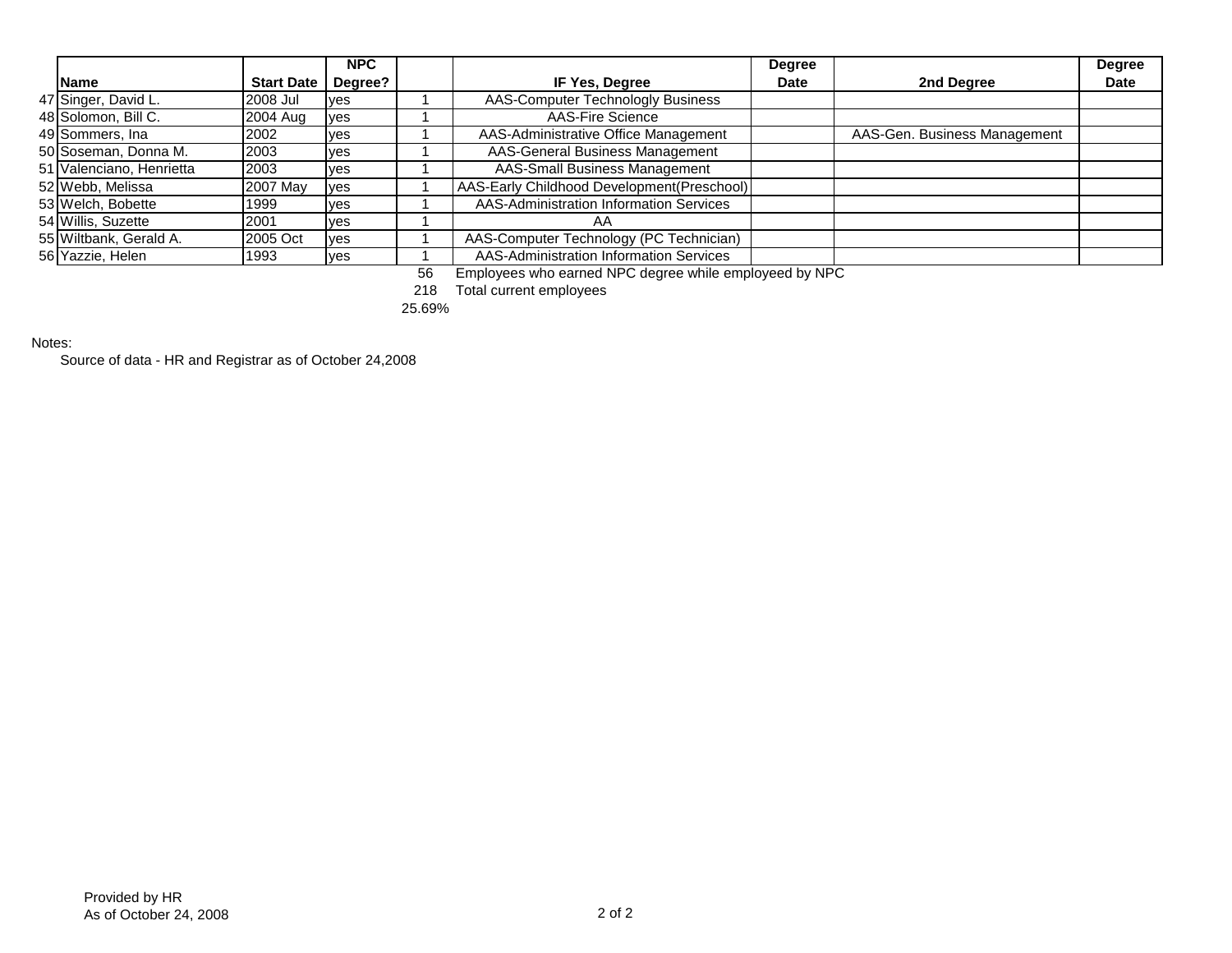| | Name | Start Date | NPC Degree? | | IF Yes, Degree | Degree Date | 2nd Degree | Degree Date |
|---|---|---|---|---|---|---|---|---|
| 47 | Singer, David L. | 2008 Jul | yes | 1 | AAS-Computer Technologly Business | | | |
| 48 | Solomon, Bill C. | 2004 Aug | yes | 1 | AAS-Fire Science | | | |
| 49 | Sommers, Ina | 2002 | yes | 1 | AAS-Administrative Office Management | | AAS-Gen. Business Management | |
| 50 | Soseman, Donna M. | 2003 | yes | 1 | AAS-General Business Management | | | |
| 51 | Valenciano, Henrietta | 2003 | yes | 1 | AAS-Small Business Management | | | |
| 52 | Webb, Melissa | 2007 May | yes | 1 | AAS-Early Childhood Development(Preschool) | | | |
| 53 | Welch, Bobette | 1999 | yes | 1 | AAS-Administration Information Services | | | |
| 54 | Willis, Suzette | 2001 | yes | 1 | AA | | | |
| 55 | Wiltbank, Gerald A. | 2005 Oct | yes | 1 | AAS-Computer Technology (PC Technician) | | | |
| 56 | Yazzie, Helen | 1993 | yes | 1 | AAS-Administration Information Services | | | |
| | | | | 56 | Employees who earned NPC degree while employeed by NPC | | | |
| | | | | 218 | Total current employees | | | |
| | | | | 25.69% | | | | |

Notes:

Source of data - HR and Registrar as of October 24,2008

Provided by HR
As of October 24, 2008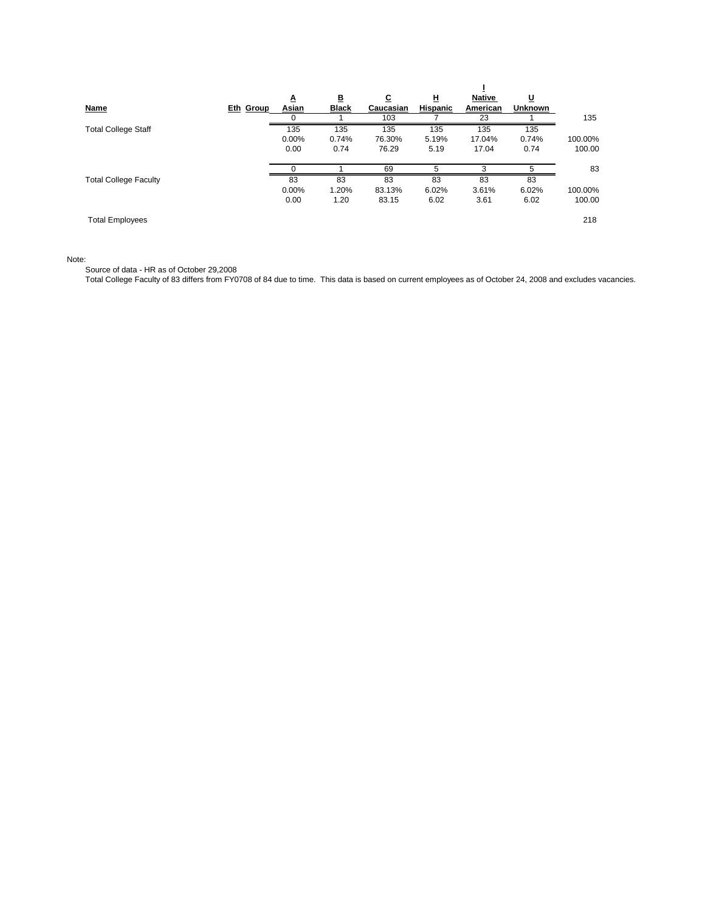| Name | Eth Group | A<br>Asian | B<br>Black | C<br>Caucasian | H<br>Hispanic | I<br>Native American | U<br>Unknown | |
|---|---|---|---|---|---|---|---|---|
| | | 0 | 1 | 103 | 7 | 23 | 1 | 135 |
| Total College Staff | | 135 | 135 | 135 | 135 | 135 | 135 | |
| | | 0.00% | 0.74% | 76.30% | 5.19% | 17.04% | 0.74% | 100.00% |
| | | 0.00 | 0.74 | 76.29 | 5.19 | 17.04 | 0.74 | 100.00 |
| | | 0 | 1 | 69 | 5 | 3 | 5 | 83 |
| Total College Faculty | | 83 | 83 | 83 | 83 | 83 | 83 | |
| | | 0.00% | 1.20% | 83.13% | 6.02% | 3.61% | 6.02% | 100.00% |
| | | 0.00 | 1.20 | 83.15 | 6.02 | 3.61 | 6.02 | 100.00 |
| Total Employees | | | | | | | | 218 |

Note:

Source of data - HR as of October 29,2008

Total College Faculty of 83 differs from FY0708 of 84 due to time. This data is based on current employees as of October 24, 2008 and excludes vacancies.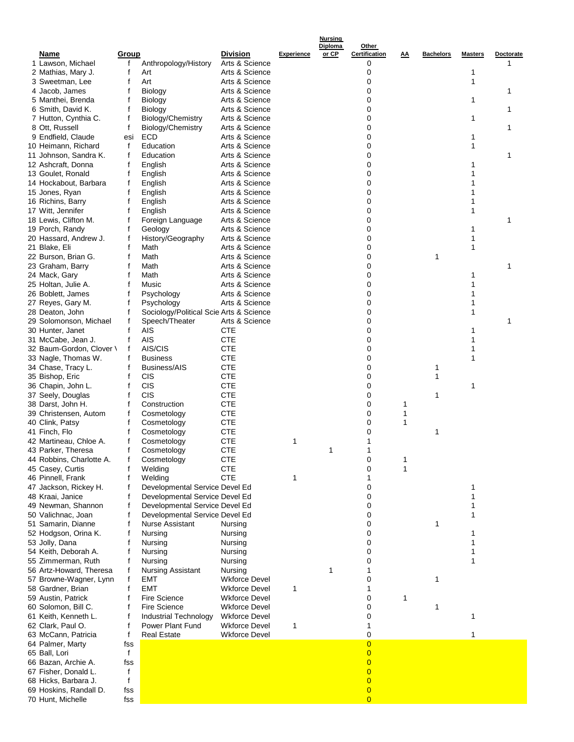| | Name | Group | | Division | Experience | Nursing Diploma or CP | Other Certification | AA | Bachelors | Masters | Doctorate |
|---|---|---|---|---|---|---|---|---|---|---|---|
| 1 | Lawson, Michael | f | Anthropology/History | Arts & Science | | | 0 | | | | 1 |
| 2 | Mathias, Mary J. | f | Art | Arts & Science | | | 0 | | | 1 | |
| 3 | Sweetman, Lee | f | Art | Arts & Science | | | 0 | | | 1 | |
| 4 | Jacob, James | f | Biology | Arts & Science | | | 0 | | | | 1 |
| 5 | Manthei, Brenda | f | Biology | Arts & Science | | | 0 | | | 1 | |
| 6 | Smith, David K. | f | Biology | Arts & Science | | | 0 | | | | 1 |
| 7 | Hutton, Cynthia C. | f | Biology/Chemistry | Arts & Science | | | 0 | | | 1 | |
| 8 | Ott, Russell | f | Biology/Chemistry | Arts & Science | | | 0 | | | | 1 |
| 9 | Endfield, Claude | esi | ECD | Arts & Science | | | 0 | | | 1 | |
| 10 | Heimann, Richard | f | Education | Arts & Science | | | 0 | | | 1 | |
| 11 | Johnson, Sandra K. | f | Education | Arts & Science | | | 0 | | | | 1 |
| 12 | Ashcraft, Donna | f | English | Arts & Science | | | 0 | | | 1 | |
| 13 | Goulet, Ronald | f | English | Arts & Science | | | 0 | | | 1 | |
| 14 | Hockabout, Barbara | f | English | Arts & Science | | | 0 | | | 1 | |
| 15 | Jones, Ryan | f | English | Arts & Science | | | 0 | | | 1 | |
| 16 | Richins, Barry | f | English | Arts & Science | | | 0 | | | 1 | |
| 17 | Witt, Jennifer | f | English | Arts & Science | | | 0 | | | 1 | |
| 18 | Lewis, Clifton M. | f | Foreign Language | Arts & Science | | | 0 | | | | 1 |
| 19 | Porch, Randy | f | Geology | Arts & Science | | | 0 | | | 1 | |
| 20 | Hassard, Andrew J. | f | History/Geography | Arts & Science | | | 0 | | | 1 | |
| 21 | Blake, Eli | f | Math | Arts & Science | | | 0 | | | 1 | |
| 22 | Burson, Brian G. | f | Math | Arts & Science | | | 0 | | 1 | | |
| 23 | Graham, Barry | f | Math | Arts & Science | | | 0 | | | | 1 |
| 24 | Mack, Gary | f | Math | Arts & Science | | | 0 | | | 1 | |
| 25 | Holtan, Julie A. | f | Music | Arts & Science | | | 0 | | | 1 | |
| 26 | Boblett, James | f | Psychology | Arts & Science | | | 0 | | | 1 | |
| 27 | Reyes, Gary M. | f | Psychology | Arts & Science | | | 0 | | | 1 | |
| 28 | Deaton, John | f | Sociology/Political Scie | Arts & Science | | | 0 | | | 1 | |
| 29 | Solomonson, Michael | f | Speech/Theater | Arts & Science | | | 0 | | | | 1 |
| 30 | Hunter, Janet | f | AIS | CTE | | | 0 | | | 1 | |
| 31 | McCabe, Jean J. | f | AIS | CTE | | | 0 | | | 1 | |
| 32 | Baum-Gordon, Clover \ | f | AIS/CIS | CTE | | | 0 | | | 1 | |
| 33 | Nagle, Thomas W. | f | Business | CTE | | | 0 | | | 1 | |
| 34 | Chase, Tracy L. | f | Business/AIS | CTE | | | 0 | | 1 | | |
| 35 | Bishop, Eric | f | CIS | CTE | | | 0 | | 1 | | |
| 36 | Chapin, John L. | f | CIS | CTE | | | 0 | | | 1 | |
| 37 | Seely, Douglas | f | CIS | CTE | | | 0 | | 1 | | |
| 38 | Darst, John H. | f | Construction | CTE | | | 0 | 1 | | | |
| 39 | Christensen, Autom | f | Cosmetology | CTE | | | 0 | 1 | | | |
| 40 | Clink, Patsy | f | Cosmetology | CTE | | | 0 | 1 | | | |
| 41 | Finch, Flo | f | Cosmetology | CTE | | | 0 | | 1 | | |
| 42 | Martineau, Chloe A. | f | Cosmetology | CTE | 1 | | 1 | | | | |
| 43 | Parker, Theresa | f | Cosmetology | CTE | | 1 | 1 | | | | |
| 44 | Robbins, Charlotte A. | f | Cosmetology | CTE | | | 0 | 1 | | | |
| 45 | Casey, Curtis | f | Welding | CTE | | | 0 | 1 | | | |
| 46 | Pinnell, Frank | f | Welding | CTE | 1 | | 1 | | | | |
| 47 | Jackson, Rickey H. | f | Developmental Service | Devel Ed | | | 0 | | | 1 | |
| 48 | Kraai, Janice | f | Developmental Service | Devel Ed | | | 0 | | | 1 | |
| 49 | Newman, Shannon | f | Developmental Service | Devel Ed | | | 0 | | | 1 | |
| 50 | Valichnac, Joan | f | Developmental Service | Devel Ed | | | 0 | | | 1 | |
| 51 | Samarin, Dianne | f | Nurse Assistant | Nursing | | | 0 | | 1 | | |
| 52 | Hodgson, Orina K. | f | Nursing | Nursing | | | 0 | | | 1 | |
| 53 | Jolly, Dana | f | Nursing | Nursing | | | 0 | | | 1 | |
| 54 | Keith, Deborah A. | f | Nursing | Nursing | | | 0 | | | 1 | |
| 55 | Zimmerman, Ruth | f | Nursing | Nursing | | | 0 | | | 1 | |
| 56 | Artz-Howard, Theresa | f | Nursing Assistant | Nursing | | 1 | 1 | | | | |
| 57 | Browne-Wagner, Lynn | f | EMT | Wkforce Devel | | | 0 | | 1 | | |
| 58 | Gardner, Brian | f | EMT | Wkforce Devel | 1 | | 1 | | | | |
| 59 | Austin, Patrick | f | Fire Science | Wkforce Devel | | | 0 | 1 | | | |
| 60 | Solomon, Bill C. | f | Fire Science | Wkforce Devel | | | 0 | | 1 | | |
| 61 | Keith, Kenneth L. | f | Industrial Technology | Wkforce Devel | | | 0 | | | 1 | |
| 62 | Clark, Paul O. | f | Power Plant Fund | Wkforce Devel | 1 | | 1 | | | | |
| 63 | McCann, Patricia | f | Real Estate | Wkforce Devel | | | 0 | | | 1 | |
| 64 | Palmer, Marty | fss | | | | | 0 | | | | |
| 65 | Ball, Lori | f | | | | | 0 | | | | |
| 66 | Bazan, Archie A. | fss | | | | | 0 | | | | |
| 67 | Fisher, Donald L. | f | | | | | 0 | | | | |
| 68 | Hicks, Barbara J. | f | | | | | 0 | | | | |
| 69 | Hoskins, Randall D. | fss | | | | | 0 | | | | |
| 70 | Hunt, Michelle | fss | | | | | 0 | | | | |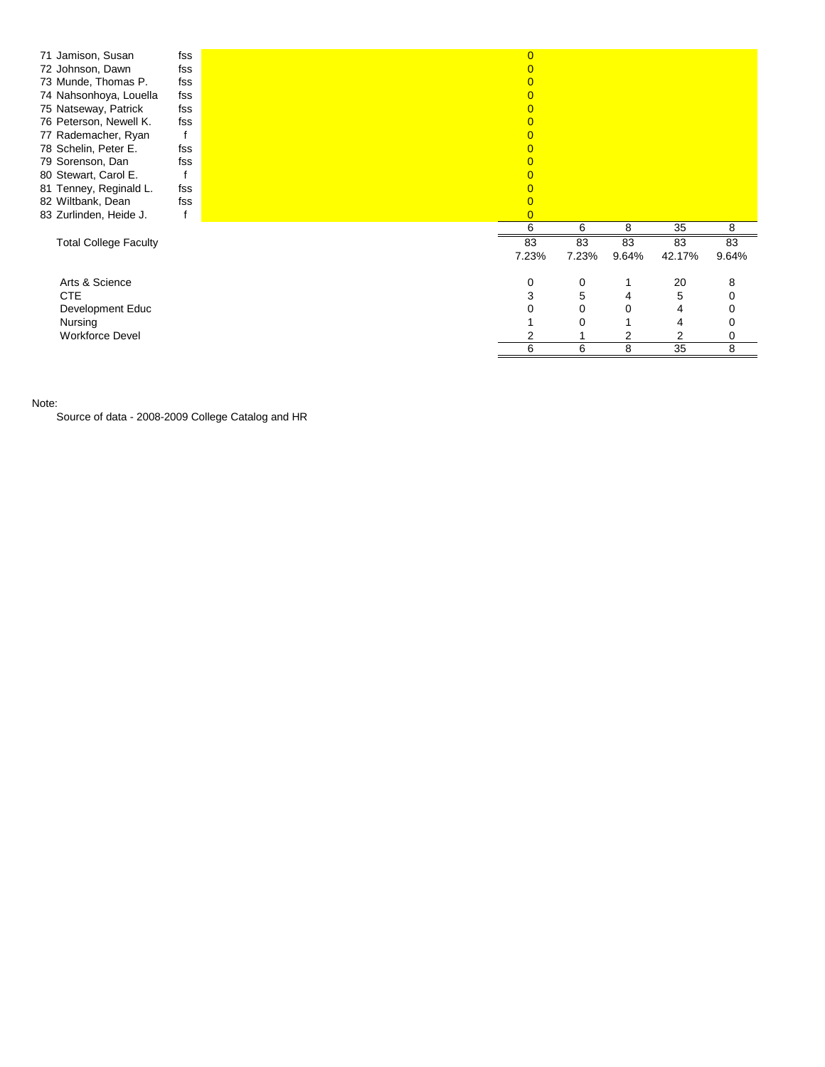| # | Name | Type | | | | | |
|---|---|---|---|---|---|---|---|
| 71 | Jamison, Susan | fss | 0 | | | | |
| 72 | Johnson, Dawn | fss | 0 | | | | |
| 73 | Munde, Thomas P. | fss | 0 | | | | |
| 74 | Nahsonhoya, Louella | fss | 0 | | | | |
| 75 | Natseway, Patrick | fss | 0 | | | | |
| 76 | Peterson, Newell K. | fss | 0 | | | | |
| 77 | Rademacher, Ryan | f | 0 | | | | |
| 78 | Schelin, Peter E. | fss | 0 | | | | |
| 79 | Sorenson, Dan | fss | 0 | | | | |
| 80 | Stewart, Carol E. | f | 0 | | | | |
| 81 | Tenney, Reginald L. | fss | 0 | | | | |
| 82 | Wiltbank, Dean | fss | 0 | | | | |
| 83 | Zurlinden, Heide J. | f | 0 | | | | |
| | | | 6 | 6 | 8 | 35 | 8 |
| | Total College Faculty | | 83 | 83 | 83 | 83 | 83 |
| | | | 7.23% | 7.23% | 9.64% | 42.17% | 9.64% |
| | Arts & Science | | 0 | 0 | 1 | 20 | 8 |
| | CTE | | 3 | 5 | 4 | 5 | 0 |
| | Development Educ | | 0 | 0 | 0 | 4 | 0 |
| | Nursing | | 1 | 0 | 1 | 4 | 0 |
| | Workforce Devel | | 2 | 1 | 2 | 2 | 0 |
| | | | 6 | 6 | 8 | 35 | 8 |

Note:

Source of data - 2008-2009 College Catalog and HR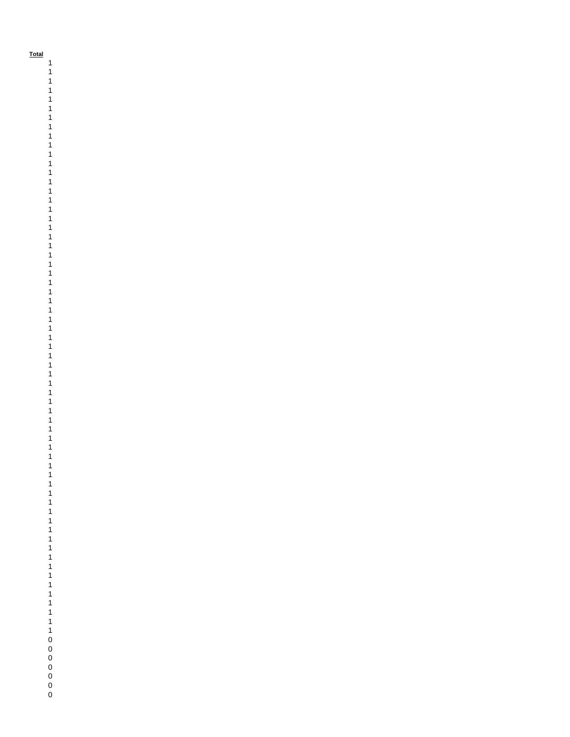| Total |
| --- |
| 1 |
| 1 |
| 1 |
| 1 |
| 1 |
| 1 |
| 1 |
| 1 |
| 1 |
| 1 |
| 1 |
| 1 |
| 1 |
| 1 |
| 1 |
| 1 |
| 1 |
| 1 |
| 1 |
| 1 |
| 1 |
| 1 |
| 1 |
| 1 |
| 1 |
| 1 |
| 1 |
| 1 |
| 1 |
| 1 |
| 1 |
| 1 |
| 1 |
| 1 |
| 1 |
| 1 |
| 1 |
| 1 |
| 1 |
| 1 |
| 1 |
| 1 |
| 1 |
| 1 |
| 1 |
| 1 |
| 1 |
| 1 |
| 1 |
| 1 |
| 1 |
| 1 |
| 1 |
| 1 |
| 1 |
| 1 |
| 1 |
| 1 |
| 1 |
| 1 |
| 1 |
| 1 |
| 1 |
| 0 |
| 0 |
| 0 |
| 0 |
| 0 |
| 0 |
| 0 |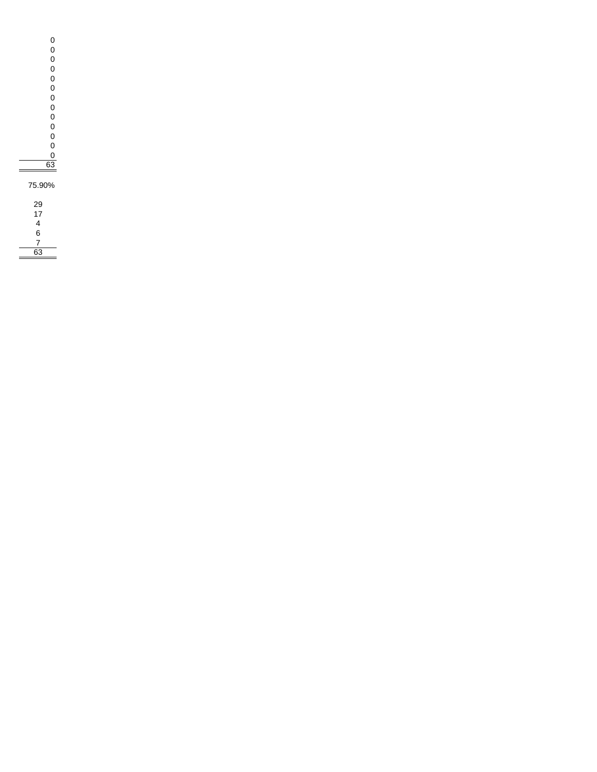| |
|---|
| 0 |
| 0 |
| 0 |
| 0 |
| 0 |
| 0 |
| 0 |
| 0 |
| 0 |
| 0 |
| 0 |
| 0 |
| 0 |
| 63 |

75.90%

| |
|---|
| 29 |
| 17 |
| 4 |
| 6 |
| 7 |
| 63 |